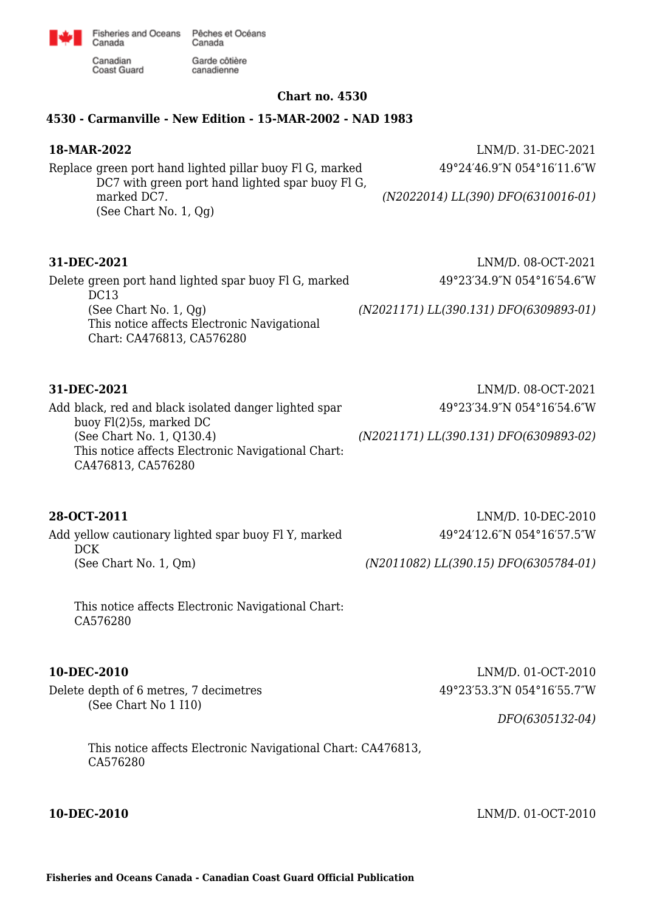Fisheries and Oceans Canada / Pêches et Océans Canada
Canadian Coast Guard / Garde côtière canadienne

**Chart no. 4530**

**4530 - Carmanville - New Edition - 15-MAR-2002 - NAD 1983**

**18-MAR-2022** — LNM/D. 31-DEC-2021

Replace green port hand lighted pillar buoy Fl G, marked DC7 with green port hand lighted spar buoy Fl G, marked DC7.
(See Chart No. 1, Qg)

49°24′46.9″N 054°16′11.6″W

*(N2022014) LL(390) DFO(6310016-01)*

**31-DEC-2021** — LNM/D. 08-OCT-2021

Delete green port hand lighted spar buoy Fl G, marked DC13
(See Chart No. 1, Qg)
This notice affects Electronic Navigational Chart: CA476813, CA576280

49°23′34.9″N 054°16′54.6″W

*(N2021171) LL(390.131) DFO(6309893-01)*

**31-DEC-2021** — LNM/D. 08-OCT-2021

Add black, red and black isolated danger lighted spar buoy Fl(2)5s, marked DC
(See Chart No. 1, Q130.4)
This notice affects Electronic Navigational Chart: CA476813, CA576280

49°23′34.9″N 054°16′54.6″W

*(N2021171) LL(390.131) DFO(6309893-02)*

**28-OCT-2011** — LNM/D. 10-DEC-2010

Add yellow cautionary lighted spar buoy Fl Y, marked DCK
(See Chart No. 1, Qm)

49°24′12.6″N 054°16′57.5″W

*(N2011082) LL(390.15) DFO(6305784-01)*

This notice affects Electronic Navigational Chart: CA576280

**10-DEC-2010** — LNM/D. 01-OCT-2010

Delete depth of 6 metres, 7 decimetres
(See Chart No 1 I10)

49°23′53.3″N 054°16′55.7″W

*DFO(6305132-04)*

This notice affects Electronic Navigational Chart: CA476813, CA576280

**10-DEC-2010** — LNM/D. 01-OCT-2010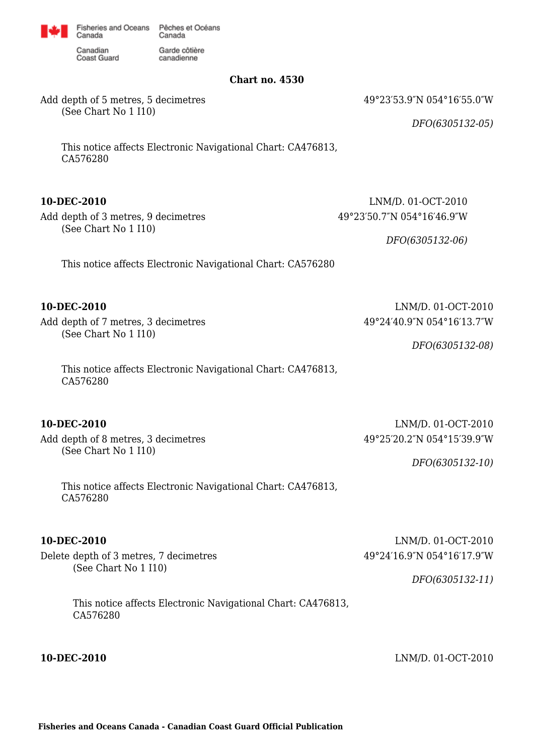**Chart no. 4530**

Add depth of 5 metres, 5 decimetres
(See Chart No 1 I10)

49°23′53.9″N 054°16′55.0″W

*DFO(6305132-05)*

This notice affects Electronic Navigational Chart: CA476813, CA576280

**10-DEC-2010** LNM/D. 01-OCT-2010

Add depth of 3 metres, 9 decimetres
(See Chart No 1 I10)

49°23′50.7″N 054°16′46.9″W

*DFO(6305132-06)*

This notice affects Electronic Navigational Chart: CA576280

**10-DEC-2010** LNM/D. 01-OCT-2010

Add depth of 7 metres, 3 decimetres
(See Chart No 1 I10)

49°24′40.9″N 054°16′13.7″W

*DFO(6305132-08)*

This notice affects Electronic Navigational Chart: CA476813, CA576280

**10-DEC-2010** LNM/D. 01-OCT-2010

Add depth of 8 metres, 3 decimetres
(See Chart No 1 I10)

49°25′20.2″N 054°15′39.9″W

*DFO(6305132-10)*

This notice affects Electronic Navigational Chart: CA476813, CA576280

**10-DEC-2010** LNM/D. 01-OCT-2010

Delete depth of 3 metres, 7 decimetres
(See Chart No 1 I10)

49°24′16.9″N 054°16′17.9″W

*DFO(6305132-11)*

This notice affects Electronic Navigational Chart: CA476813, CA576280

**10-DEC-2010** LNM/D. 01-OCT-2010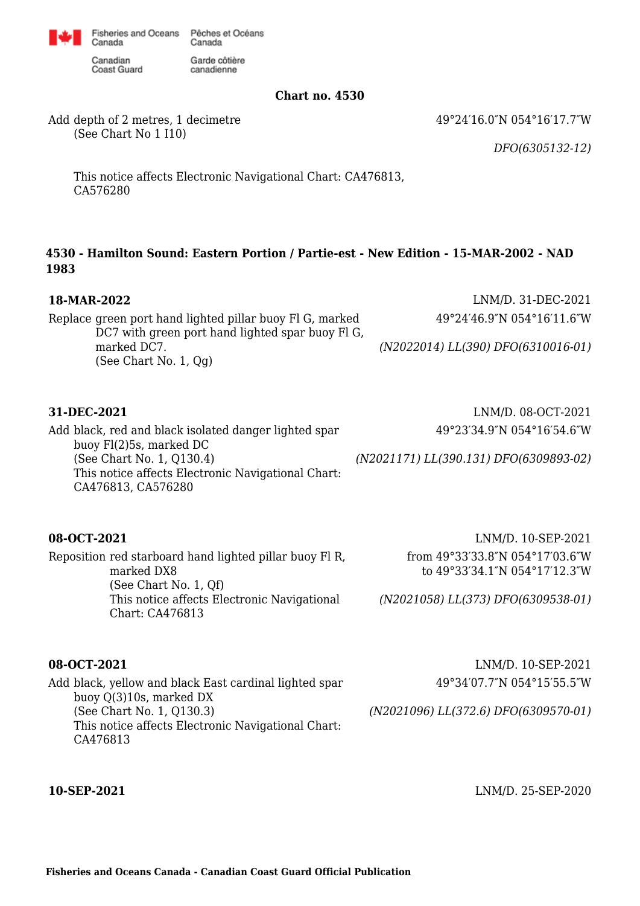**Chart no. 4530**

Add depth of 2 metres, 1 decimetre (See Chart No 1 I10)

49°24′16.0″N 054°16′17.7″W

*DFO(6305132-12)*

This notice affects Electronic Navigational Chart: CA476813, CA576280

## 4530 - Hamilton Sound: Eastern Portion / Partie-est - New Edition - 15-MAR-2002 - NAD 1983

**18-MAR-2022**

LNM/D. 31-DEC-2021

Replace green port hand lighted pillar buoy Fl G, marked DC7 with green port hand lighted spar buoy Fl G, marked DC7.
(See Chart No. 1, Qg)

49°24′46.9″N 054°16′11.6″W

*(N2022014) LL(390) DFO(6310016-01)*

**31-DEC-2021**

LNM/D. 08-OCT-2021

Add black, red and black isolated danger lighted spar buoy Fl(2)5s, marked DC
(See Chart No. 1, Q130.4)
This notice affects Electronic Navigational Chart: CA476813, CA576280

49°23′34.9″N 054°16′54.6″W

*(N2021171) LL(390.131) DFO(6309893-02)*

**08-OCT-2021**

LNM/D. 10-SEP-2021

Reposition red starboard hand lighted pillar buoy Fl R, marked DX8
(See Chart No. 1, Qf)
This notice affects Electronic Navigational Chart: CA476813

from 49°33′33.8″N 054°17′03.6″W
to 49°33′34.1″N 054°17′12.3″W

*(N2021058) LL(373) DFO(6309538-01)*

**08-OCT-2021**

LNM/D. 10-SEP-2021

Add black, yellow and black East cardinal lighted spar buoy Q(3)10s, marked DX
(See Chart No. 1, Q130.3)
This notice affects Electronic Navigational Chart: CA476813

49°34′07.7″N 054°15′55.5″W

*(N2021096) LL(372.6) DFO(6309570-01)*

**10-SEP-2021**

LNM/D. 25-SEP-2020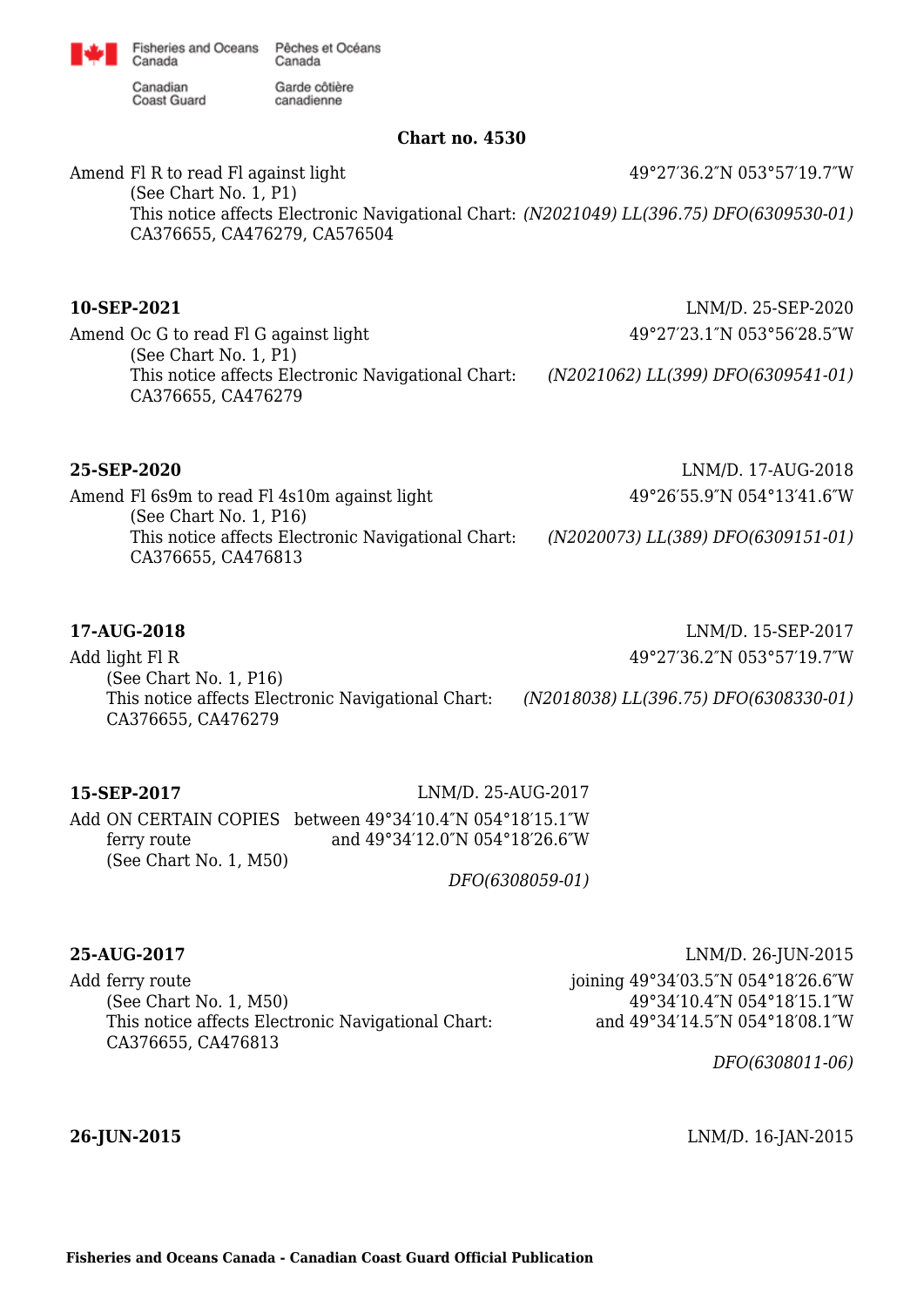**Chart no. 4530**

Amend Fl R to read Fl against light 49°27′36.2″N 053°57′19.7″W
(See Chart No. 1, P1)
This notice affects Electronic Navigational Chart: *(N2021049) LL(396.75) DFO(6309530-01)*
CA376655, CA476279, CA576504

**10-SEP-2021** LNM/D. 25-SEP-2020

Amend Oc G to read Fl G against light 49°27′23.1″N 053°56′28.5″W
(See Chart No. 1, P1)
This notice affects Electronic Navigational Chart: *(N2021062) LL(399) DFO(6309541-01)*
CA376655, CA476279

**25-SEP-2020** LNM/D. 17-AUG-2018

Amend Fl 6s9m to read Fl 4s10m against light 49°26′55.9″N 054°13′41.6″W
(See Chart No. 1, P16)
This notice affects Electronic Navigational Chart: *(N2020073) LL(389) DFO(6309151-01)*
CA376655, CA476813

**17-AUG-2018** LNM/D. 15-SEP-2017

Add light Fl R 49°27′36.2″N 053°57′19.7″W
(See Chart No. 1, P16)
This notice affects Electronic Navigational Chart: *(N2018038) LL(396.75) DFO(6308330-01)*
CA376655, CA476279

**15-SEP-2017** LNM/D. 25-AUG-2017

Add ON CERTAIN COPIES ferry route between 49°34′10.4″N 054°18′15.1″W and 49°34′12.0″N 054°18′26.6″W
(See Chart No. 1, M50)

*DFO(6308059-01)*

**25-AUG-2017** LNM/D. 26-JUN-2015

Add ferry route joining 49°34′03.5″N 054°18′26.6″W
49°34′10.4″N 054°18′15.1″W
and 49°34′14.5″N 054°18′08.1″W
(See Chart No. 1, M50)
This notice affects Electronic Navigational Chart:
CA376655, CA476813

*DFO(6308011-06)*

**26-JUN-2015** LNM/D. 16-JAN-2015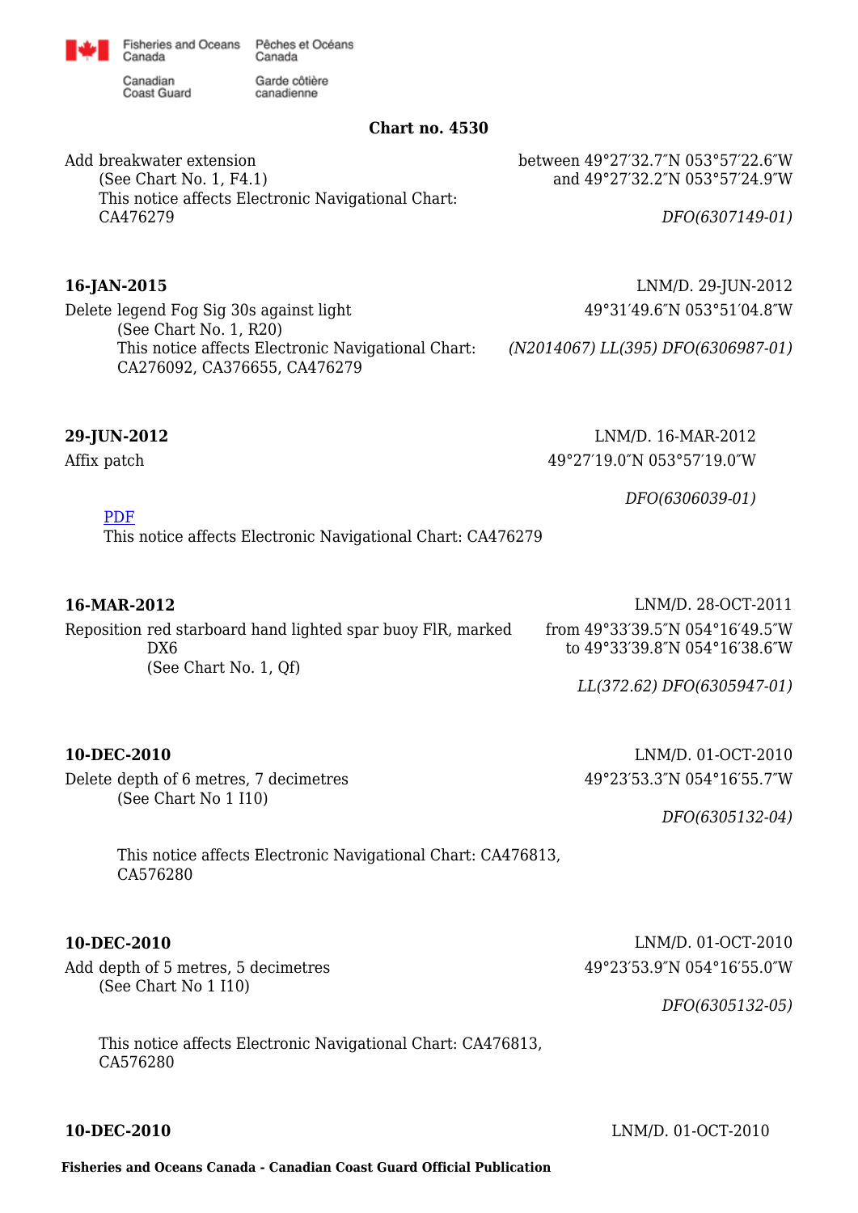**Chart no. 4530**

Add breakwater extension
(See Chart No. 1, F4.1)
This notice affects Electronic Navigational Chart: CA476279

between 49°27′32.7″N 053°57′22.6″W
and 49°27′32.2″N 053°57′24.9″W

*DFO(6307149-01)*

**16-JAN-2015**

LNM/D. 29-JUN-2012

Delete legend Fog Sig 30s against light
(See Chart No. 1, R20)
This notice affects Electronic Navigational Chart: CA276092, CA376655, CA476279

49°31′49.6″N 053°51′04.8″W

*(N2014067) LL(395) DFO(6306987-01)*

**29-JUN-2012**

LNM/D. 16-MAR-2012

Affix patch

49°27′19.0″N 053°57′19.0″W

*DFO(6306039-01)*

PDF
This notice affects Electronic Navigational Chart: CA476279

**16-MAR-2012**

LNM/D. 28-OCT-2011

Reposition red starboard hand lighted spar buoy FlR, marked DX6
(See Chart No. 1, Qf)

from 49°33′39.5″N 054°16′49.5″W
to 49°33′39.8″N 054°16′38.6″W

*LL(372.62) DFO(6305947-01)*

**10-DEC-2010**

LNM/D. 01-OCT-2010

Delete depth of 6 metres, 7 decimetres
(See Chart No 1 I10)

49°23′53.3″N 054°16′55.7″W

*DFO(6305132-04)*

This notice affects Electronic Navigational Chart: CA476813, CA576280

**10-DEC-2010**

LNM/D. 01-OCT-2010

Add depth of 5 metres, 5 decimetres
(See Chart No 1 I10)

49°23′53.9″N 054°16′55.0″W

*DFO(6305132-05)*

This notice affects Electronic Navigational Chart: CA476813, CA576280

**10-DEC-2010**

LNM/D. 01-OCT-2010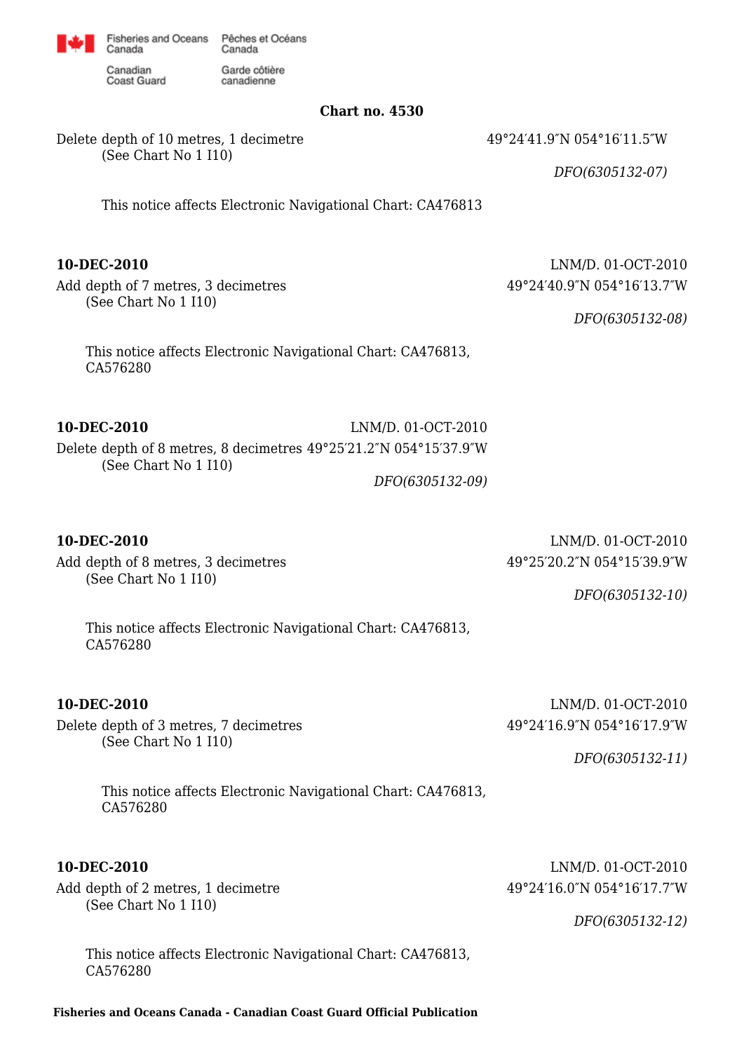**Chart no. 4530**

Delete depth of 10 metres, 1 decimetre 49°24′41.9″N 054°16′11.5″W
(See Chart No 1 I10)

*DFO(6305132-07)*

This notice affects Electronic Navigational Chart: CA476813

**10-DEC-2010** LNM/D. 01-OCT-2010

Add depth of 7 metres, 3 decimetres 49°24′40.9″N 054°16′13.7″W
(See Chart No 1 I10)

*DFO(6305132-08)*

This notice affects Electronic Navigational Chart: CA476813, CA576280

**10-DEC-2010** LNM/D. 01-OCT-2010

Delete depth of 8 metres, 8 decimetres 49°25′21.2″N 054°15′37.9″W
(See Chart No 1 I10)

*DFO(6305132-09)*

**10-DEC-2010** LNM/D. 01-OCT-2010

Add depth of 8 metres, 3 decimetres 49°25′20.2″N 054°15′39.9″W
(See Chart No 1 I10)

*DFO(6305132-10)*

This notice affects Electronic Navigational Chart: CA476813, CA576280

**10-DEC-2010** LNM/D. 01-OCT-2010

Delete depth of 3 metres, 7 decimetres 49°24′16.9″N 054°16′17.9″W
(See Chart No 1 I10)

*DFO(6305132-11)*

This notice affects Electronic Navigational Chart: CA476813, CA576280

**10-DEC-2010** LNM/D. 01-OCT-2010

Add depth of 2 metres, 1 decimetre 49°24′16.0″N 054°16′17.7″W
(See Chart No 1 I10)

*DFO(6305132-12)*

This notice affects Electronic Navigational Chart: CA476813, CA576280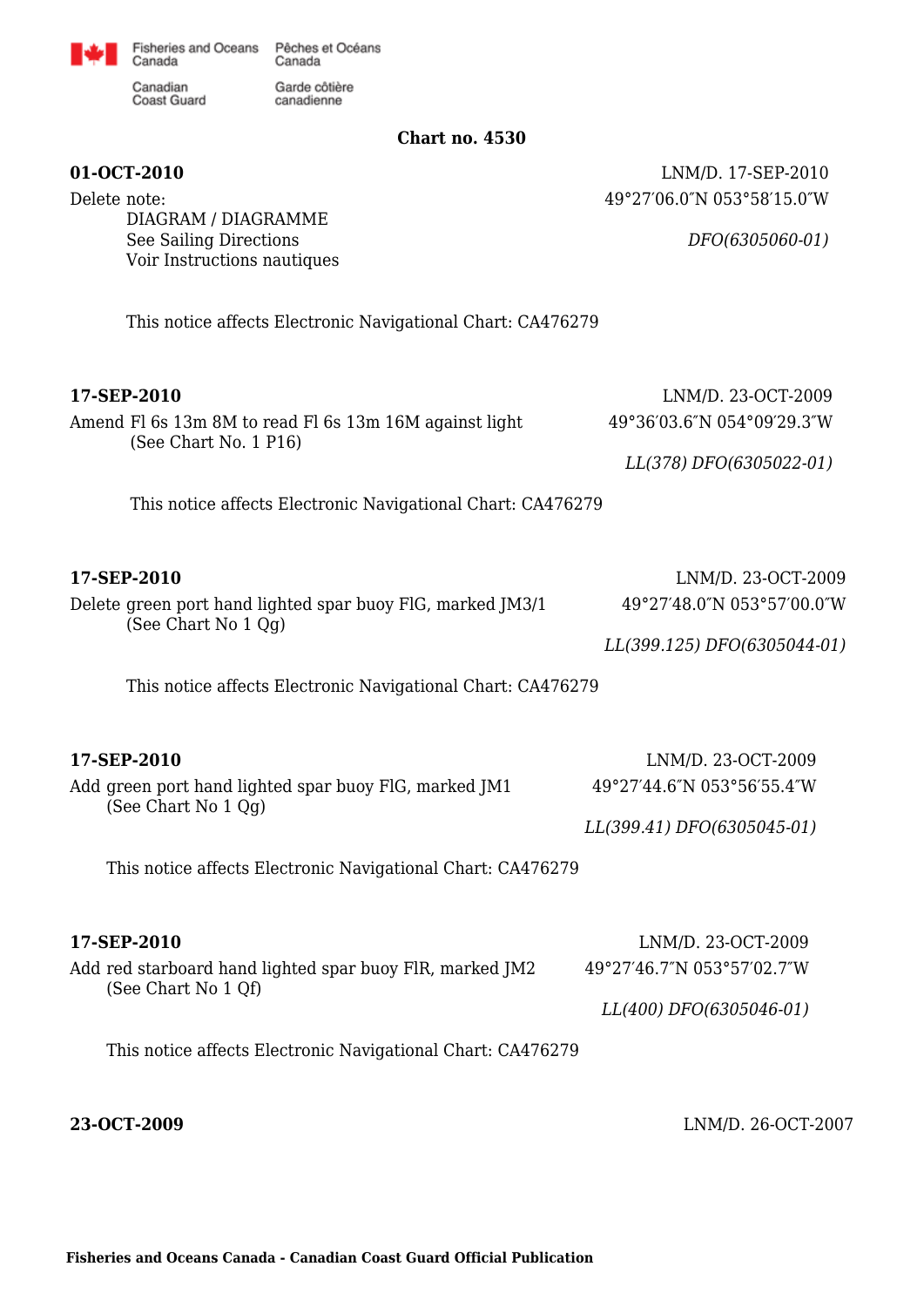**Chart no. 4530**

**01-OCT-2010** LNM/D. 17-SEP-2010

Delete note: 49°27′06.0″N 053°58′15.0″W

DIAGRAM / DIAGRAMME
See Sailing Directions
Voir Instructions nautiques

*DFO(6305060-01)*

This notice affects Electronic Navigational Chart: CA476279

**17-SEP-2010** LNM/D. 23-OCT-2009

Amend Fl 6s 13m 8M to read Fl 6s 13m 16M against light 49°36′03.6″N 054°09′29.3″W
(See Chart No. 1 P16)

*LL(378) DFO(6305022-01)*

This notice affects Electronic Navigational Chart: CA476279

**17-SEP-2010** LNM/D. 23-OCT-2009

Delete green port hand lighted spar buoy FlG, marked JM3/1 49°27′48.0″N 053°57′00.0″W
(See Chart No 1 Qg)

*LL(399.125) DFO(6305044-01)*

This notice affects Electronic Navigational Chart: CA476279

**17-SEP-2010** LNM/D. 23-OCT-2009

Add green port hand lighted spar buoy FlG, marked JM1 49°27′44.6″N 053°56′55.4″W
(See Chart No 1 Qg)

*LL(399.41) DFO(6305045-01)*

This notice affects Electronic Navigational Chart: CA476279

**17-SEP-2010** LNM/D. 23-OCT-2009

Add red starboard hand lighted spar buoy FlR, marked JM2 49°27′46.7″N 053°57′02.7″W
(See Chart No 1 Qf)

*LL(400) DFO(6305046-01)*

This notice affects Electronic Navigational Chart: CA476279

**23-OCT-2009** LNM/D. 26-OCT-2007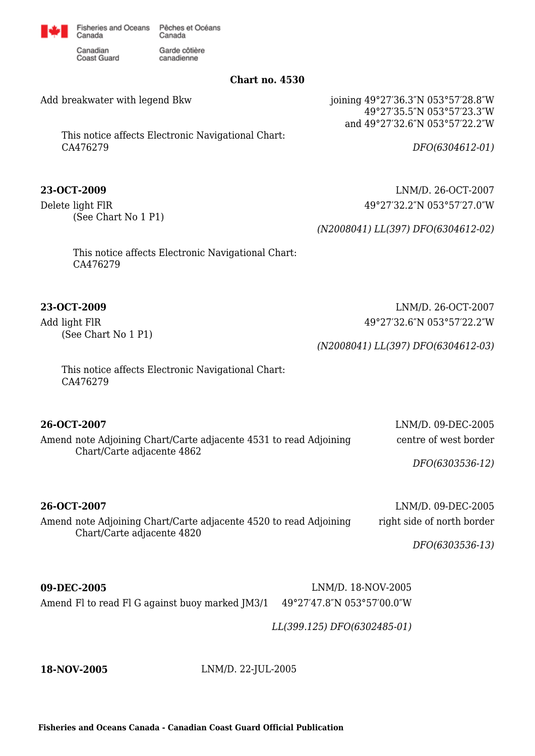**Chart no. 4530**

Add breakwater with legend Bkw

joining 49°27′36.3″N 053°57′28.8″W
49°27′35.5″N 053°57′23.3″W
and 49°27′32.6″N 053°57′22.2″W

This notice affects Electronic Navigational Chart:
CA476279

*DFO(6304612-01)*

**23-OCT-2009**

LNM/D. 26-OCT-2007

Delete light FlR
(See Chart No 1 P1)

49°27′32.2″N 053°57′27.0″W

*(N2008041) LL(397) DFO(6304612-02)*

This notice affects Electronic Navigational Chart:
CA476279

**23-OCT-2009**

LNM/D. 26-OCT-2007

Add light FlR
(See Chart No 1 P1)

49°27′32.6″N 053°57′22.2″W

*(N2008041) LL(397) DFO(6304612-03)*

This notice affects Electronic Navigational Chart:
CA476279

**26-OCT-2007**

LNM/D. 09-DEC-2005

Amend note Adjoining Chart/Carte adjacente 4531 to read Adjoining Chart/Carte adjacente 4862

centre of west border

*DFO(6303536-12)*

**26-OCT-2007**

LNM/D. 09-DEC-2005

Amend note Adjoining Chart/Carte adjacente 4520 to read Adjoining Chart/Carte adjacente 4820

right side of north border

*DFO(6303536-13)*

**09-DEC-2005**

LNM/D. 18-NOV-2005

Amend Fl to read Fl G against buoy marked JM3/1

49°27′47.8″N 053°57′00.0″W

*LL(399.125) DFO(6302485-01)*

**18-NOV-2005**

LNM/D. 22-JUL-2005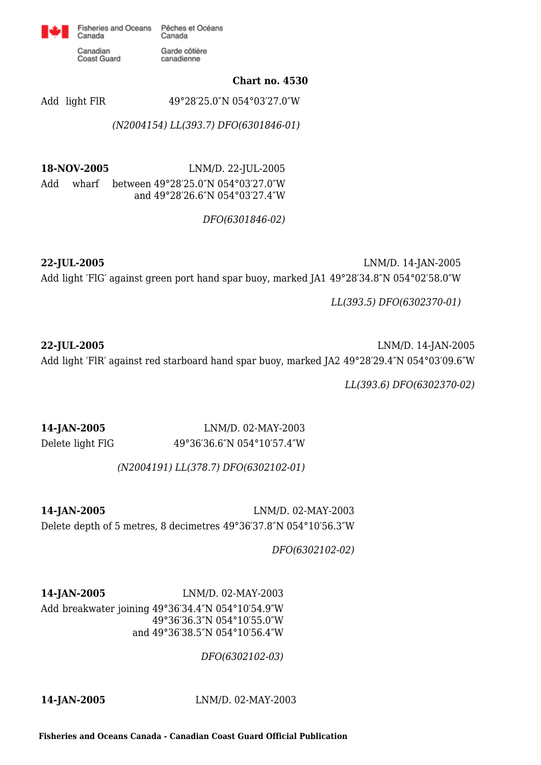**Chart no. 4530**

Add light FlR 49°28′25.0″N 054°03′27.0″W

*(N2004154) LL(393.7) DFO(6301846-01)*

**18-NOV-2005** LNM/D. 22-JUL-2005

Add wharf between 49°28′25.0″N 054°03′27.0″W
and 49°28′26.6″N 054°03′27.4″W

*DFO(6301846-02)*

**22-JUL-2005** LNM/D. 14-JAN-2005

Add light ′FlG′ against green port hand spar buoy, marked JA1 49°28′34.8″N 054°02′58.0″W

*LL(393.5) DFO(6302370-01)*

**22-JUL-2005** LNM/D. 14-JAN-2005

Add light ′FlR′ against red starboard hand spar buoy, marked JA2 49°28′29.4″N 054°03′09.6″W

*LL(393.6) DFO(6302370-02)*

**14-JAN-2005** LNM/D. 02-MAY-2003

Delete light FlG 49°36′36.6″N 054°10′57.4″W

*(N2004191) LL(378.7) DFO(6302102-01)*

**14-JAN-2005** LNM/D. 02-MAY-2003

Delete depth of 5 metres, 8 decimetres 49°36′37.8″N 054°10′56.3″W

*DFO(6302102-02)*

**14-JAN-2005** LNM/D. 02-MAY-2003

Add breakwater joining 49°36′34.4″N 054°10′54.9″W
49°36′36.3″N 054°10′55.0″W
and 49°36′38.5″N 054°10′56.4″W

*DFO(6302102-03)*

**14-JAN-2005** LNM/D. 02-MAY-2003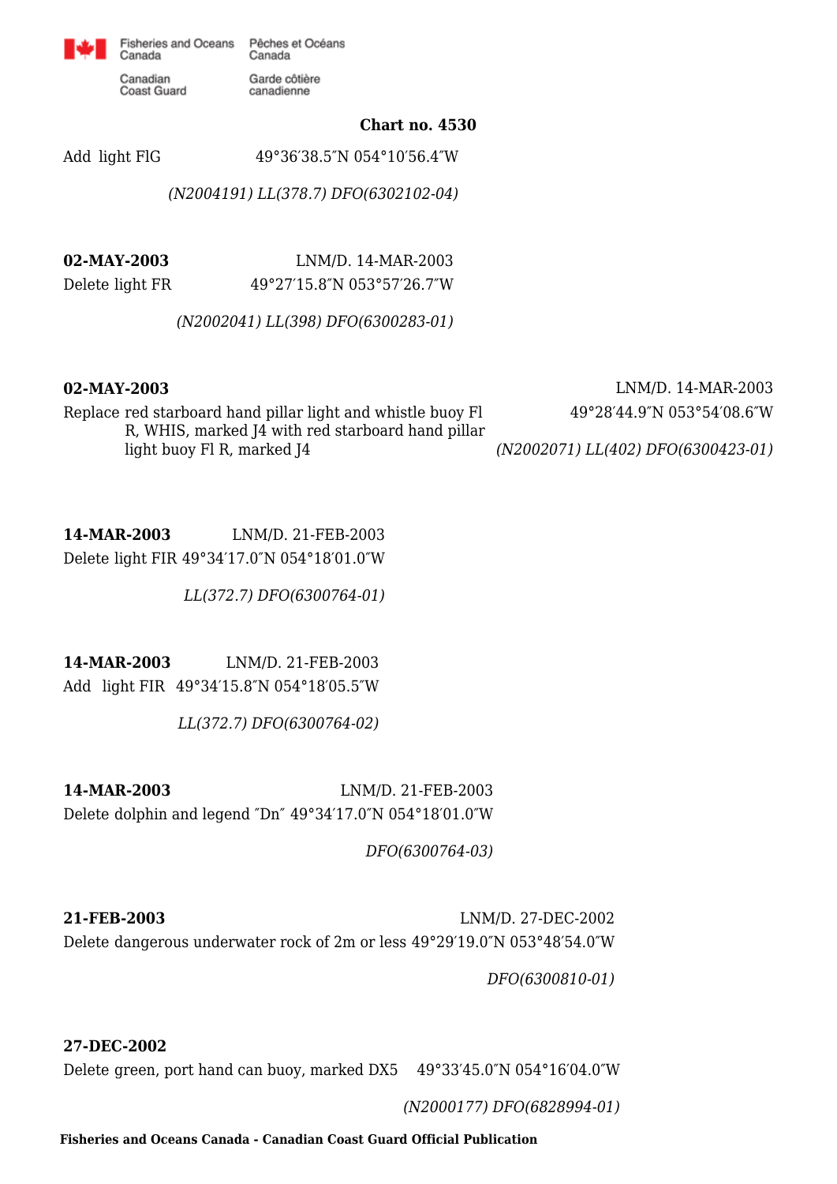**Chart no. 4530**

Add light FlG 49°36′38.5″N 054°10′56.4″W

*(N2004191) LL(378.7) DFO(6302102-04)*

**02-MAY-2003** LNM/D. 14-MAR-2003

Delete light FR 49°27′15.8″N 053°57′26.7″W

*(N2002041) LL(398) DFO(6300283-01)*

**02-MAY-2003** LNM/D. 14-MAR-2003

Replace red starboard hand pillar light and whistle buoy Fl R, WHIS, marked J4 with red starboard hand pillar light buoy Fl R, marked J4 49°28′44.9″N 053°54′08.6″W

*(N2002071) LL(402) DFO(6300423-01)*

**14-MAR-2003** LNM/D. 21-FEB-2003

Delete light FlR 49°34′17.0″N 054°18′01.0″W

*LL(372.7) DFO(6300764-01)*

**14-MAR-2003** LNM/D. 21-FEB-2003

Add light FlR 49°34′15.8″N 054°18′05.5″W

*LL(372.7) DFO(6300764-02)*

**14-MAR-2003** LNM/D. 21-FEB-2003

Delete dolphin and legend ″Dn″ 49°34′17.0″N 054°18′01.0″W

*DFO(6300764-03)*

**21-FEB-2003** LNM/D. 27-DEC-2002

Delete dangerous underwater rock of 2m or less 49°29′19.0″N 053°48′54.0″W

*DFO(6300810-01)*

**27-DEC-2002**

Delete green, port hand can buoy, marked DX5 49°33′45.0″N 054°16′04.0″W

*(N2000177) DFO(6828994-01)*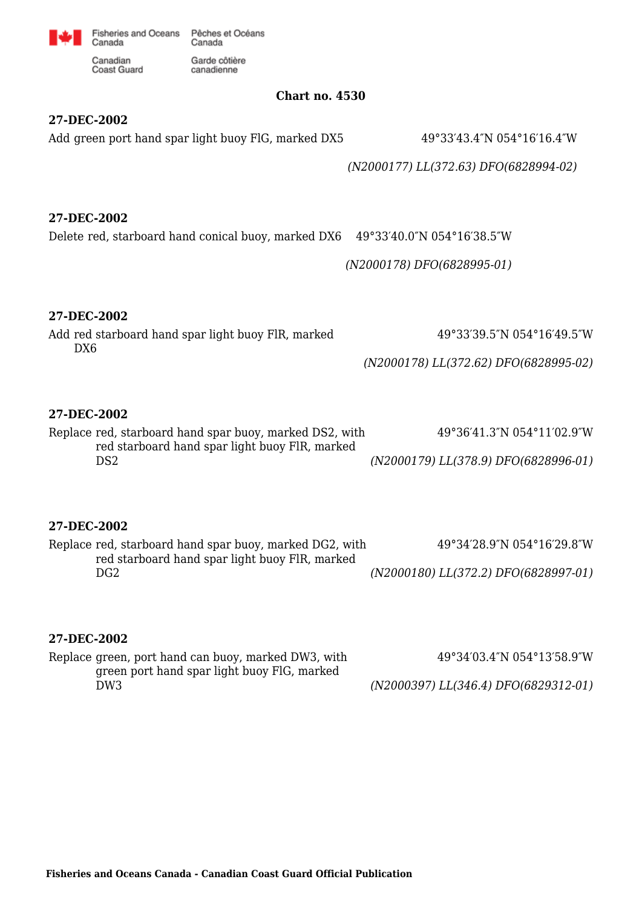Fisheries and Oceans Canada / Pêches et Océans Canada

Canadian Coast Guard / Garde côtière canadienne

## Chart no. 4530

**27-DEC-2002**

Add green port hand spar light buoy FlG, marked DX5 — 49°33′43.4″N 054°16′16.4″W

*(N2000177) LL(372.63) DFO(6828994-02)*

**27-DEC-2002**

Delete red, starboard hand conical buoy, marked DX6 — 49°33′40.0″N 054°16′38.5″W

*(N2000178) DFO(6828995-01)*

**27-DEC-2002**

Add red starboard hand spar light buoy FlR, marked DX6 — 49°33′39.5″N 054°16′49.5″W

*(N2000178) LL(372.62) DFO(6828995-02)*

**27-DEC-2002**

Replace red, starboard hand spar buoy, marked DS2, with red starboard hand spar light buoy FlR, marked DS2 — 49°36′41.3″N 054°11′02.9″W

*(N2000179) LL(378.9) DFO(6828996-01)*

**27-DEC-2002**

Replace red, starboard hand spar buoy, marked DG2, with red starboard hand spar light buoy FlR, marked DG2 — 49°34′28.9″N 054°16′29.8″W

*(N2000180) LL(372.2) DFO(6828997-01)*

**27-DEC-2002**

Replace green, port hand can buoy, marked DW3, with green port hand spar light buoy FlG, marked DW3 — 49°34′03.4″N 054°13′58.9″W

*(N2000397) LL(346.4) DFO(6829312-01)*

**Fisheries and Oceans Canada - Canadian Coast Guard Official Publication**